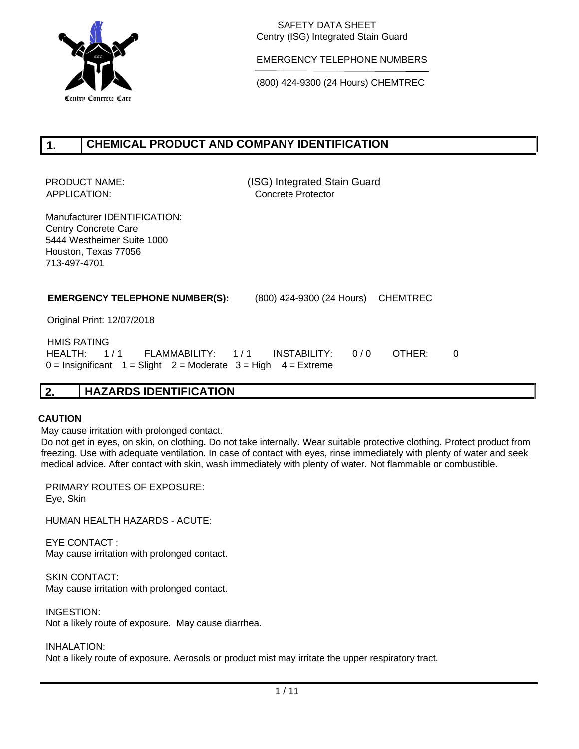SAFETY DATA SHEET
Centry (ISG) Integrated Stain Guard

EMERGENCY TELEPHONE NUMBERS

(800) 424-9300 (24 Hours) CHEMTREC

Centry Concrete Care

## 1. CHEMICAL PRODUCT AND COMPANY IDENTIFICATION

PRODUCT NAME: (ISG) Integrated Stain Guard
APPLICATION: Concrete Protector

Manufacturer IDENTIFICATION:
Centry Concrete Care
5444 Westheimer Suite 1000
Houston, Texas 77056
713-497-4701

**EMERGENCY TELEPHONE NUMBER(S):** (800) 424-9300 (24 Hours) CHEMTREC

Original Print: 12/07/2018

HMIS RATING
HEALTH: 1 / 1 FLAMMABILITY: 1 / 1 INSTABILITY: 0 / 0 OTHER: 0
0 = Insignificant 1 = Slight 2 = Moderate 3 = High 4 = Extreme

## 2. HAZARDS IDENTIFICATION

**CAUTION**

May cause irritation with prolonged contact.
Do not get in eyes, on skin, on clothing**.** Do not take internally**.** Wear suitable protective clothing. Protect product from freezing. Use with adequate ventilation. In case of contact with eyes, rinse immediately with plenty of water and seek medical advice. After contact with skin, wash immediately with plenty of water. Not flammable or combustible.

PRIMARY ROUTES OF EXPOSURE:
Eye, Skin

HUMAN HEALTH HAZARDS - ACUTE:

EYE CONTACT :
May cause irritation with prolonged contact.

SKIN CONTACT:
May cause irritation with prolonged contact.

INGESTION:
Not a likely route of exposure. May cause diarrhea.

INHALATION:
Not a likely route of exposure. Aerosols or product mist may irritate the upper respiratory tract.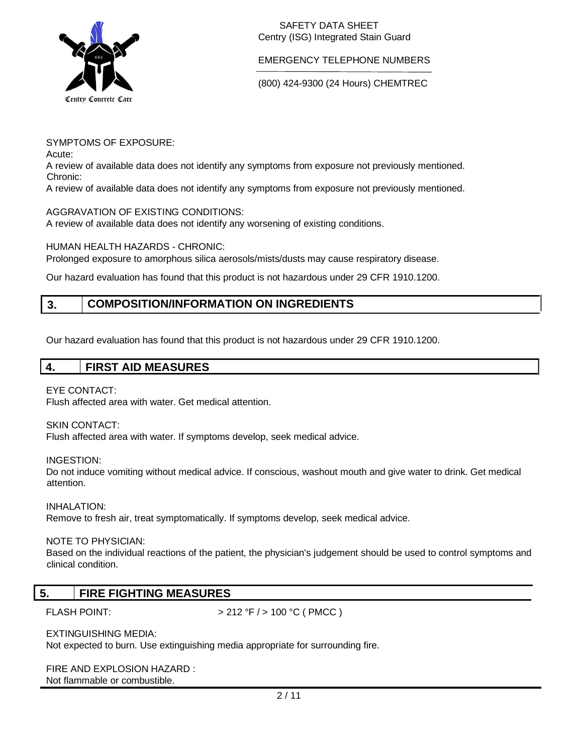SYMPTOMS OF EXPOSURE:

Acute:

A review of available data does not identify any symptoms from exposure not previously mentioned.

Chronic:

A review of available data does not identify any symptoms from exposure not previously mentioned.

AGGRAVATION OF EXISTING CONDITIONS:

A review of available data does not identify any worsening of existing conditions.

HUMAN HEALTH HAZARDS - CHRONIC:

Prolonged exposure to amorphous silica aerosols/mists/dusts may cause respiratory disease.

Our hazard evaluation has found that this product is not hazardous under 29 CFR 1910.1200.

## 3. COMPOSITION/INFORMATION ON INGREDIENTS

Our hazard evaluation has found that this product is not hazardous under 29 CFR 1910.1200.

## 4. FIRST AID MEASURES

EYE CONTACT:

Flush affected area with water. Get medical attention.

SKIN CONTACT:

Flush affected area with water. If symptoms develop, seek medical advice.

INGESTION:

Do not induce vomiting without medical advice. If conscious, washout mouth and give water to drink. Get medical attention.

INHALATION:

Remove to fresh air, treat symptomatically. If symptoms develop, seek medical advice.

NOTE TO PHYSICIAN:

Based on the individual reactions of the patient, the physician's judgement should be used to control symptoms and clinical condition.

## 5. FIRE FIGHTING MEASURES

FLASH POINT: > 212 °F / > 100 °C ( PMCC )

EXTINGUISHING MEDIA:

Not expected to burn. Use extinguishing media appropriate for surrounding fire.

FIRE AND EXPLOSION HAZARD :

Not flammable or combustible.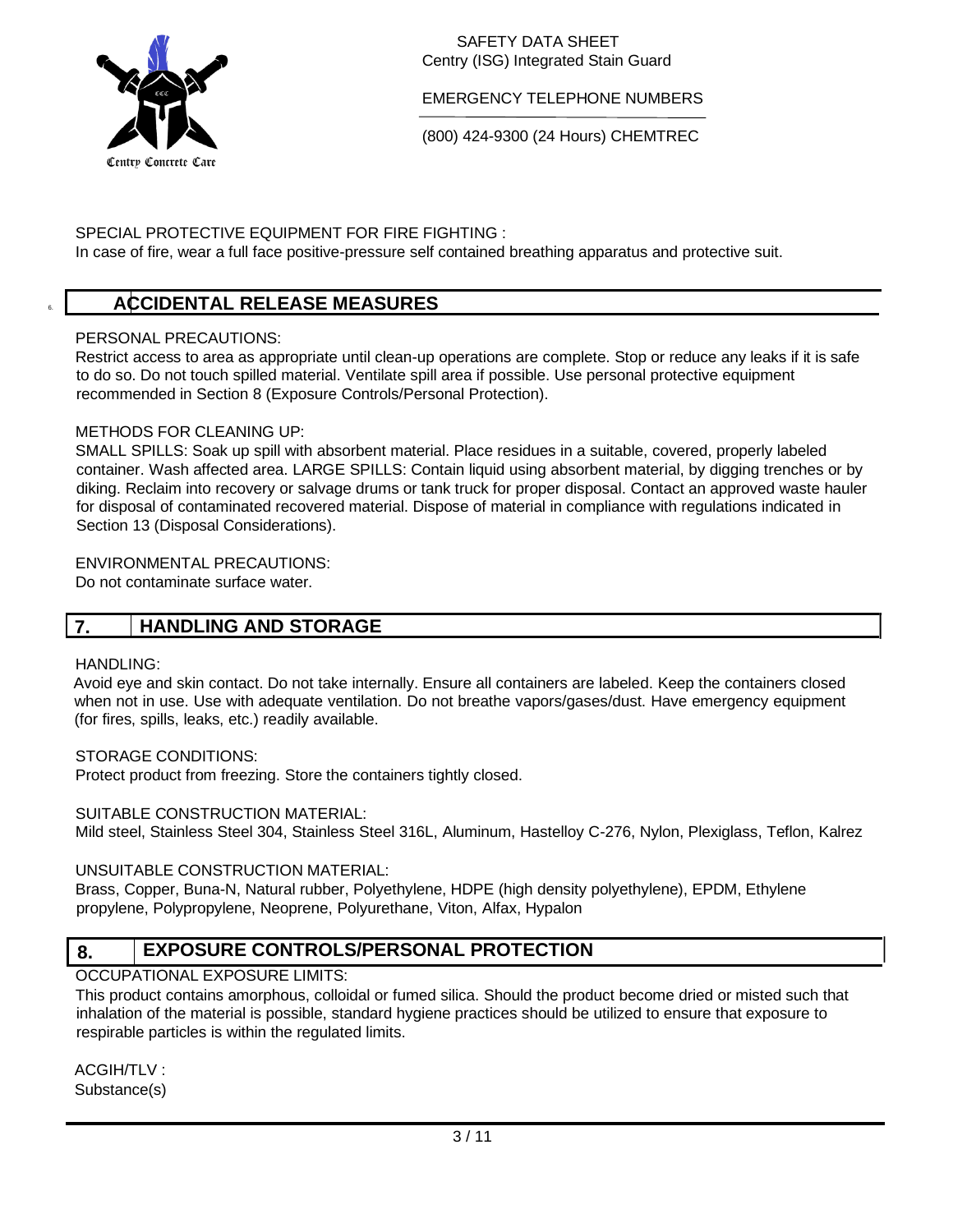SPECIAL PROTECTIVE EQUIPMENT FOR FIRE FIGHTING :
In case of fire, wear a full face positive-pressure self contained breathing apparatus and protective suit.

## 6. ACCIDENTAL RELEASE MEASURES

PERSONAL PRECAUTIONS:
Restrict access to area as appropriate until clean-up operations are complete. Stop or reduce any leaks if it is safe to do so. Do not touch spilled material. Ventilate spill area if possible. Use personal protective equipment recommended in Section 8 (Exposure Controls/Personal Protection).

METHODS FOR CLEANING UP:
SMALL SPILLS: Soak up spill with absorbent material. Place residues in a suitable, covered, properly labeled container. Wash affected area. LARGE SPILLS: Contain liquid using absorbent material, by digging trenches or by diking. Reclaim into recovery or salvage drums or tank truck for proper disposal. Contact an approved waste hauler for disposal of contaminated recovered material. Dispose of material in compliance with regulations indicated in Section 13 (Disposal Considerations).

ENVIRONMENTAL PRECAUTIONS:
Do not contaminate surface water.

## 7. HANDLING AND STORAGE

HANDLING:
Avoid eye and skin contact. Do not take internally. Ensure all containers are labeled. Keep the containers closed when not in use. Use with adequate ventilation. Do not breathe vapors/gases/dust. Have emergency equipment (for fires, spills, leaks, etc.) readily available.

STORAGE CONDITIONS:
Protect product from freezing. Store the containers tightly closed.

SUITABLE CONSTRUCTION MATERIAL:
Mild steel, Stainless Steel 304, Stainless Steel 316L, Aluminum, Hastelloy C-276, Nylon, Plexiglass, Teflon, Kalrez

UNSUITABLE CONSTRUCTION MATERIAL:
Brass, Copper, Buna-N, Natural rubber, Polyethylene, HDPE (high density polyethylene), EPDM, Ethylene propylene, Polypropylene, Neoprene, Polyurethane, Viton, Alfax, Hypalon

## 8. EXPOSURE CONTROLS/PERSONAL PROTECTION

OCCUPATIONAL EXPOSURE LIMITS:
This product contains amorphous, colloidal or fumed silica. Should the product become dried or misted such that inhalation of the material is possible, standard hygiene practices should be utilized to ensure that exposure to respirable particles is within the regulated limits.

ACGIH/TLV :
Substance(s)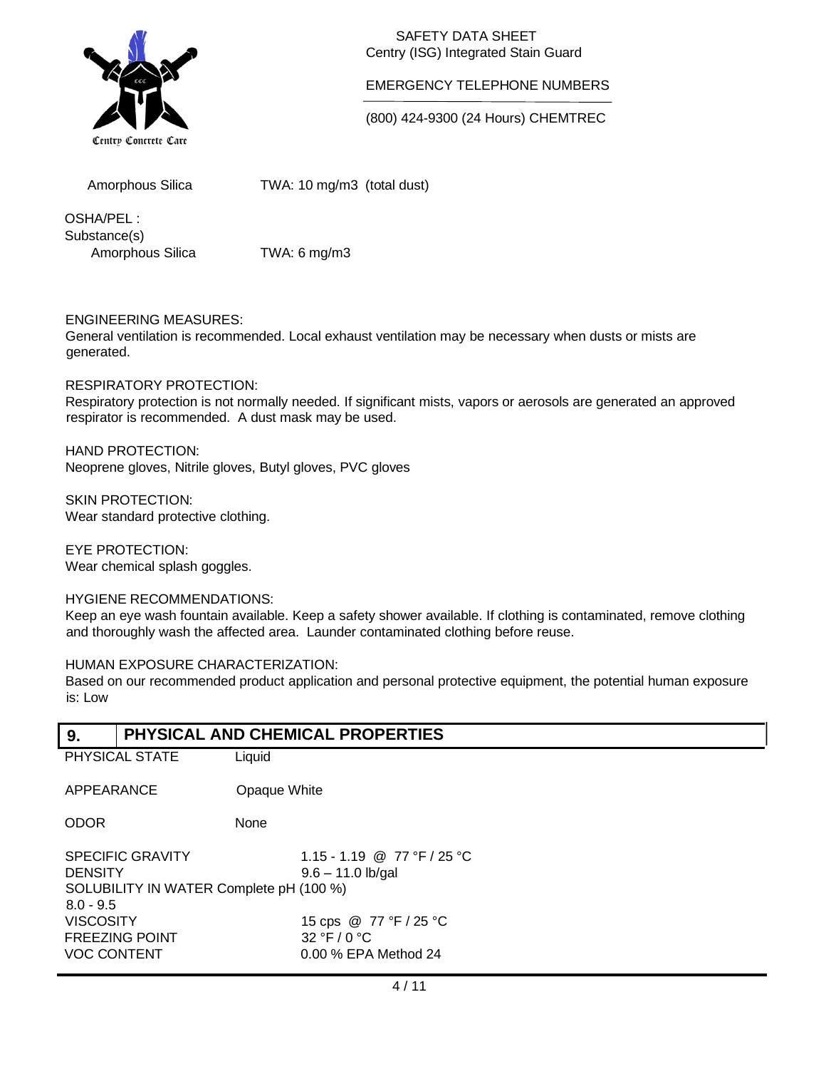| | |
|---|---|
| Amorphous Silica | TWA: 10 mg/m3 (total dust) |

OSHA/PEL :
Substance(s)

| | |
|---|---|
| Amorphous Silica | TWA: 6 mg/m3 |

ENGINEERING MEASURES:
General ventilation is recommended. Local exhaust ventilation may be necessary when dusts or mists are generated.

RESPIRATORY PROTECTION:
Respiratory protection is not normally needed. If significant mists, vapors or aerosols are generated an approved respirator is recommended. A dust mask may be used.

HAND PROTECTION:
Neoprene gloves, Nitrile gloves, Butyl gloves, PVC gloves

SKIN PROTECTION:
Wear standard protective clothing.

EYE PROTECTION:
Wear chemical splash goggles.

HYGIENE RECOMMENDATIONS:
Keep an eye wash fountain available. Keep a safety shower available. If clothing is contaminated, remove clothing and thoroughly wash the affected area. Launder contaminated clothing before reuse.

HUMAN EXPOSURE CHARACTERIZATION:
Based on our recommended product application and personal protective equipment, the potential human exposure is: Low

## 9. PHYSICAL AND CHEMICAL PROPERTIES

| | |
|---|---|
| PHYSICAL STATE | Liquid |
| APPEARANCE | Opaque White |
| ODOR | None |
| SPECIFIC GRAVITY | 1.15 - 1.19 @ 77 °F / 25 °C |
| DENSITY | 9.6 – 11.0 lb/gal |
| SOLUBILITY IN WATER | Complete (100 %) |
| pH | 8.0 - 9.5 |
| VISCOSITY | 15 cps @ 77 °F / 25 °C |
| FREEZING POINT | 32 °F / 0 °C |
| VOC CONTENT | 0.00 % EPA Method 24 |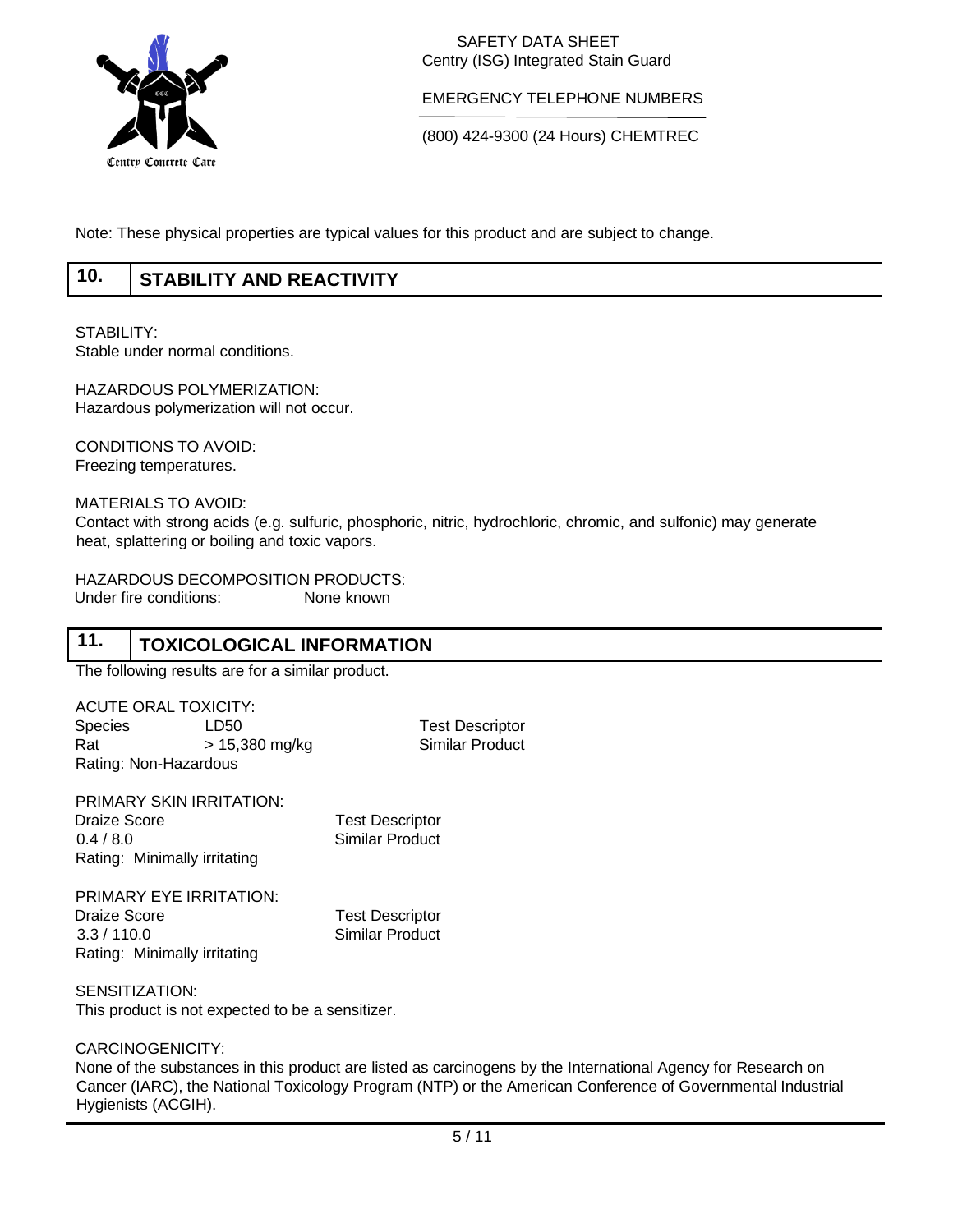Note: These physical properties are typical values for this product and are subject to change.

## 10. STABILITY AND REACTIVITY

STABILITY:
Stable under normal conditions.

HAZARDOUS POLYMERIZATION:
Hazardous polymerization will not occur.

CONDITIONS TO AVOID:
Freezing temperatures.

MATERIALS TO AVOID:
Contact with strong acids (e.g. sulfuric, phosphoric, nitric, hydrochloric, chromic, and sulfonic) may generate heat, splattering or boiling and toxic vapors.

HAZARDOUS DECOMPOSITION PRODUCTS:
Under fire conditions: None known

## 11. TOXICOLOGICAL INFORMATION

The following results are for a similar product.

ACUTE ORAL TOXICITY:

| Species | LD50 | Test Descriptor |
|---|---|---|
| Rat | > 15,380 mg/kg | Similar Product |

Rating: Non-Hazardous

PRIMARY SKIN IRRITATION:

| Draize Score | Test Descriptor |
|---|---|
| 0.4 / 8.0 | Similar Product |

Rating: Minimally irritating

PRIMARY EYE IRRITATION:

| Draize Score | Test Descriptor |
|---|---|
| 3.3 / 110.0 | Similar Product |

Rating: Minimally irritating

SENSITIZATION:
This product is not expected to be a sensitizer.

CARCINOGENICITY:
None of the substances in this product are listed as carcinogens by the International Agency for Research on Cancer (IARC), the National Toxicology Program (NTP) or the American Conference of Governmental Industrial Hygienists (ACGIH).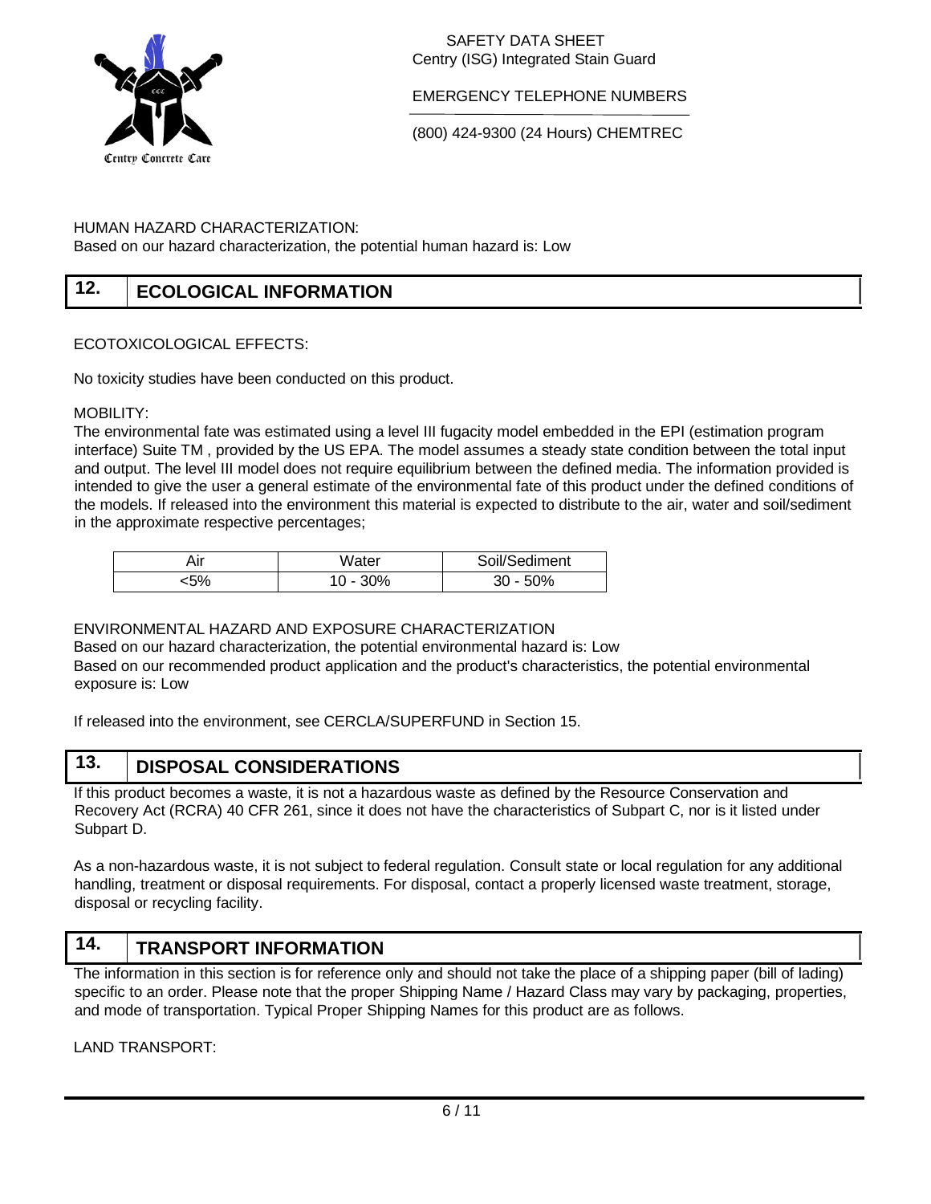HUMAN HAZARD CHARACTERIZATION:
Based on our hazard characterization, the potential human hazard is: Low

## 12. ECOLOGICAL INFORMATION

ECOTOXICOLOGICAL EFFECTS:

No toxicity studies have been conducted on this product.

MOBILITY:
The environmental fate was estimated using a level III fugacity model embedded in the EPI (estimation program interface) Suite TM , provided by the US EPA. The model assumes a steady state condition between the total input and output. The level III model does not require equilibrium between the defined media. The information provided is intended to give the user a general estimate of the environmental fate of this product under the defined conditions of the models. If released into the environment this material is expected to distribute to the air, water and soil/sediment in the approximate respective percentages;

| Air | Water | Soil/Sediment |
|---|---|---|
| <5% | 10 - 30% | 30 - 50% |

ENVIRONMENTAL HAZARD AND EXPOSURE CHARACTERIZATION
Based on our hazard characterization, the potential environmental hazard is: Low
Based on our recommended product application and the product's characteristics, the potential environmental exposure is: Low

If released into the environment, see CERCLA/SUPERFUND in Section 15.

## 13. DISPOSAL CONSIDERATIONS

If this product becomes a waste, it is not a hazardous waste as defined by the Resource Conservation and Recovery Act (RCRA) 40 CFR 261, since it does not have the characteristics of Subpart C, nor is it listed under Subpart D.

As a non-hazardous waste, it is not subject to federal regulation. Consult state or local regulation for any additional handling, treatment or disposal requirements. For disposal, contact a properly licensed waste treatment, storage, disposal or recycling facility.

## 14. TRANSPORT INFORMATION

The information in this section is for reference only and should not take the place of a shipping paper (bill of lading) specific to an order. Please note that the proper Shipping Name / Hazard Class may vary by packaging, properties, and mode of transportation. Typical Proper Shipping Names for this product are as follows.

LAND TRANSPORT: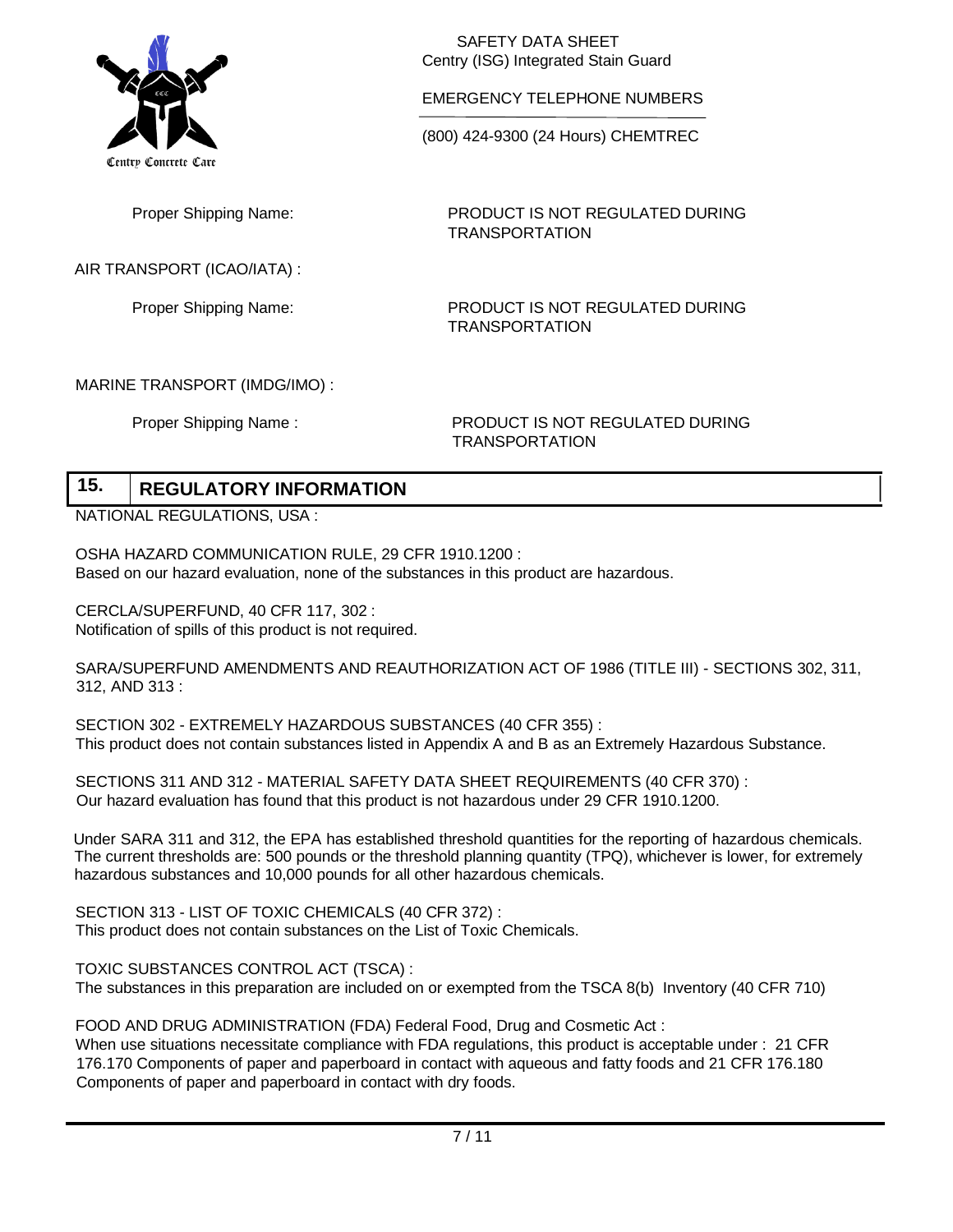Proper Shipping Name: PRODUCT IS NOT REGULATED DURING TRANSPORTATION

AIR TRANSPORT (ICAO/IATA) :

Proper Shipping Name: PRODUCT IS NOT REGULATED DURING TRANSPORTATION

MARINE TRANSPORT (IMDG/IMO) :

Proper Shipping Name : PRODUCT IS NOT REGULATED DURING TRANSPORTATION

## 15. REGULATORY INFORMATION

NATIONAL REGULATIONS, USA :

OSHA HAZARD COMMUNICATION RULE, 29 CFR 1910.1200 :
Based on our hazard evaluation, none of the substances in this product are hazardous.

CERCLA/SUPERFUND, 40 CFR 117, 302 :
Notification of spills of this product is not required.

SARA/SUPERFUND AMENDMENTS AND REAUTHORIZATION ACT OF 1986 (TITLE III) - SECTIONS 302, 311, 312, AND 313 :

SECTION 302 - EXTREMELY HAZARDOUS SUBSTANCES (40 CFR 355) :
This product does not contain substances listed in Appendix A and B as an Extremely Hazardous Substance.

SECTIONS 311 AND 312 - MATERIAL SAFETY DATA SHEET REQUIREMENTS (40 CFR 370) :
Our hazard evaluation has found that this product is not hazardous under 29 CFR 1910.1200.

Under SARA 311 and 312, the EPA has established threshold quantities for the reporting of hazardous chemicals. The current thresholds are: 500 pounds or the threshold planning quantity (TPQ), whichever is lower, for extremely hazardous substances and 10,000 pounds for all other hazardous chemicals.

SECTION 313 - LIST OF TOXIC CHEMICALS (40 CFR 372) :
This product does not contain substances on the List of Toxic Chemicals.

TOXIC SUBSTANCES CONTROL ACT (TSCA) :
The substances in this preparation are included on or exempted from the TSCA 8(b) Inventory (40 CFR 710)

FOOD AND DRUG ADMINISTRATION (FDA) Federal Food, Drug and Cosmetic Act :
When use situations necessitate compliance with FDA regulations, this product is acceptable under : 21 CFR 176.170 Components of paper and paperboard in contact with aqueous and fatty foods and 21 CFR 176.180 Components of paper and paperboard in contact with dry foods.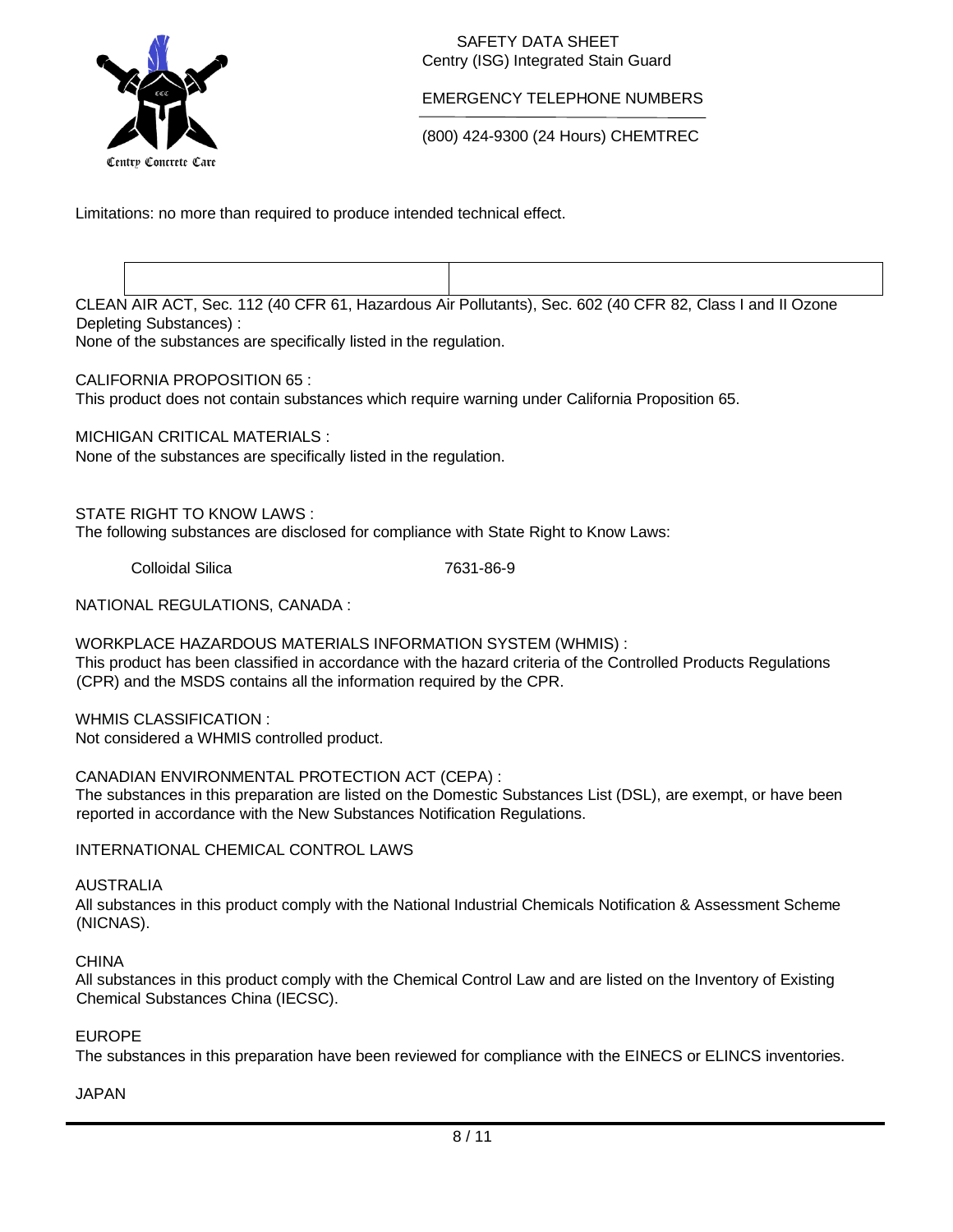Limitations: no more than required to produce intended technical effect.

CLEAN AIR ACT, Sec. 112 (40 CFR 61, Hazardous Air Pollutants), Sec. 602 (40 CFR 82, Class I and II Ozone Depleting Substances) :
None of the substances are specifically listed in the regulation.

CALIFORNIA PROPOSITION 65 :
This product does not contain substances which require warning under California Proposition 65.

MICHIGAN CRITICAL MATERIALS :
None of the substances are specifically listed in the regulation.

STATE RIGHT TO KNOW LAWS :
The following substances are disclosed for compliance with State Right to Know Laws:

| | |
|---|---|
| Colloidal Silica | 7631-86-9 |

NATIONAL REGULATIONS, CANADA :

WORKPLACE HAZARDOUS MATERIALS INFORMATION SYSTEM (WHMIS) :
This product has been classified in accordance with the hazard criteria of the Controlled Products Regulations (CPR) and the MSDS contains all the information required by the CPR.

WHMIS CLASSIFICATION :
Not considered a WHMIS controlled product.

CANADIAN ENVIRONMENTAL PROTECTION ACT (CEPA) :
The substances in this preparation are listed on the Domestic Substances List (DSL), are exempt, or have been reported in accordance with the New Substances Notification Regulations.

INTERNATIONAL CHEMICAL CONTROL LAWS

AUSTRALIA
All substances in this product comply with the National Industrial Chemicals Notification & Assessment Scheme (NICNAS).

CHINA
All substances in this product comply with the Chemical Control Law and are listed on the Inventory of Existing Chemical Substances China (IECSC).

EUROPE
The substances in this preparation have been reviewed for compliance with the EINECS or ELINCS inventories.

JAPAN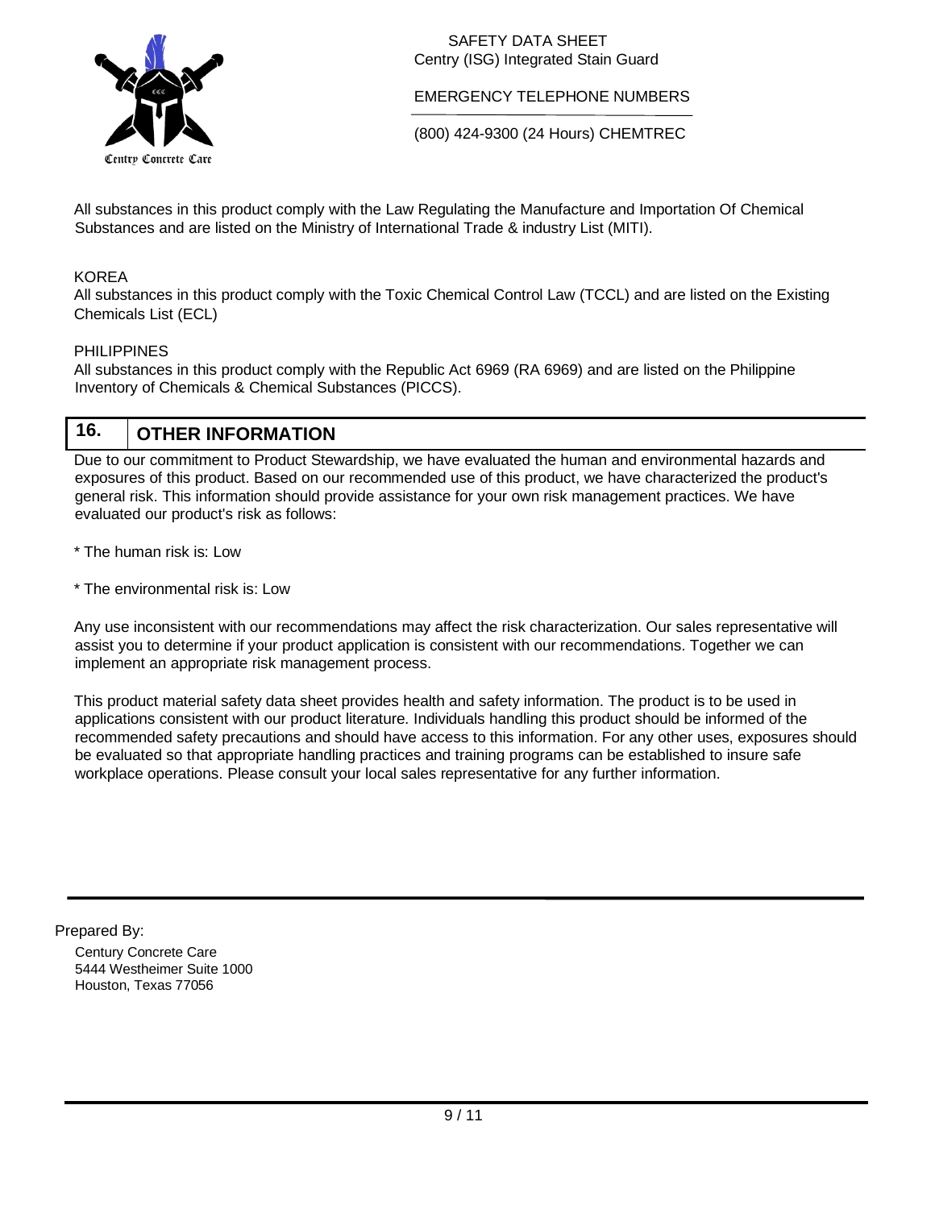All substances in this product comply with the Law Regulating the Manufacture and Importation Of Chemical Substances and are listed on the Ministry of International Trade & industry List (MITI).

KOREA

All substances in this product comply with the Toxic Chemical Control Law (TCCL) and are listed on the Existing Chemicals List (ECL)

PHILIPPINES

All substances in this product comply with the Republic Act 6969 (RA 6969) and are listed on the Philippine Inventory of Chemicals & Chemical Substances (PICCS).

## 16. OTHER INFORMATION

Due to our commitment to Product Stewardship, we have evaluated the human and environmental hazards and exposures of this product. Based on our recommended use of this product, we have characterized the product's general risk. This information should provide assistance for your own risk management practices. We have evaluated our product's risk as follows:

* The human risk is: Low

* The environmental risk is: Low

Any use inconsistent with our recommendations may affect the risk characterization. Our sales representative will assist you to determine if your product application is consistent with our recommendations. Together we can implement an appropriate risk management process.

This product material safety data sheet provides health and safety information. The product is to be used in applications consistent with our product literature. Individuals handling this product should be informed of the recommended safety precautions and should have access to this information. For any other uses, exposures should be evaluated so that appropriate handling practices and training programs can be established to insure safe workplace operations. Please consult your local sales representative for any further information.

Prepared By:

Century Concrete Care
5444 Westheimer Suite 1000
Houston, Texas 77056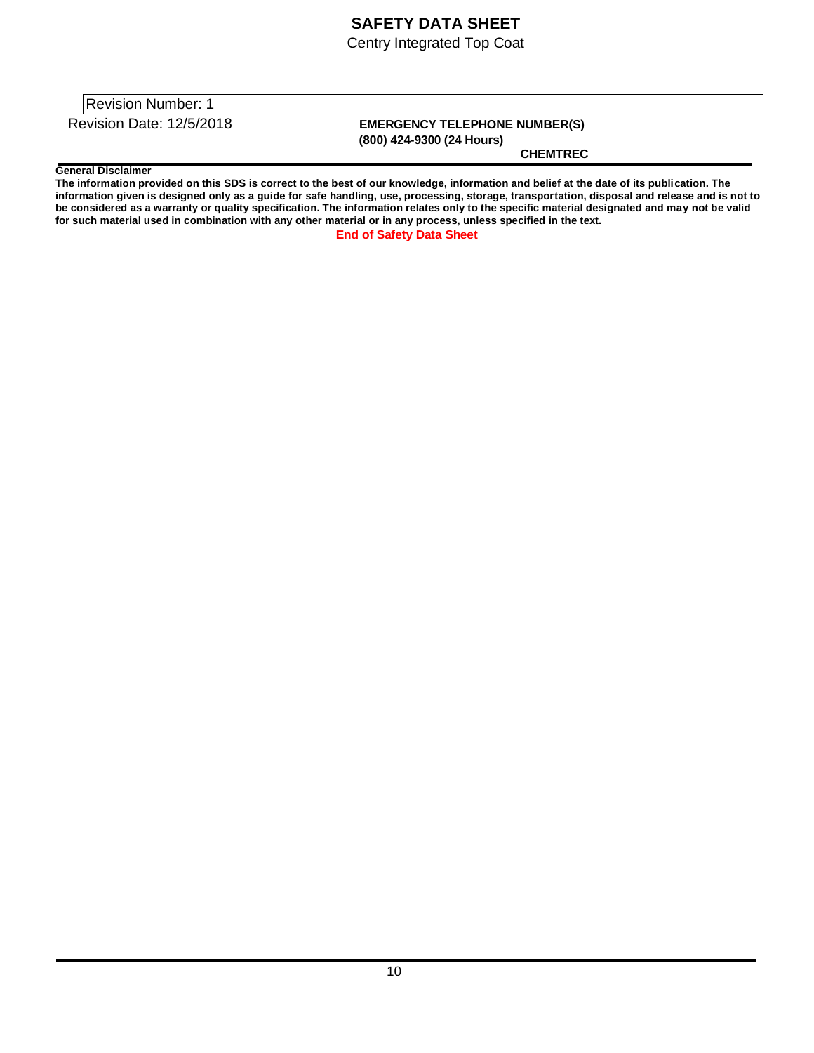Revision Number: 1

Revision Date: 12/5/2018

**EMERGENCY TELEPHONE NUMBER(S)**
**(800) 424-9300 (24 Hours)**
**CHEMTREC**

**General Disclaimer**

**The information provided on this SDS is correct to the best of our knowledge, information and belief at the date of its publication. The information given is designed only as a guide for safe handling, use, processing, storage, transportation, disposal and release and is not to be considered as a warranty or quality specification. The information relates only to the specific material designated and may not be valid for such material used in combination with any other material or in any process, unless specified in the text.**

**End of Safety Data Sheet**